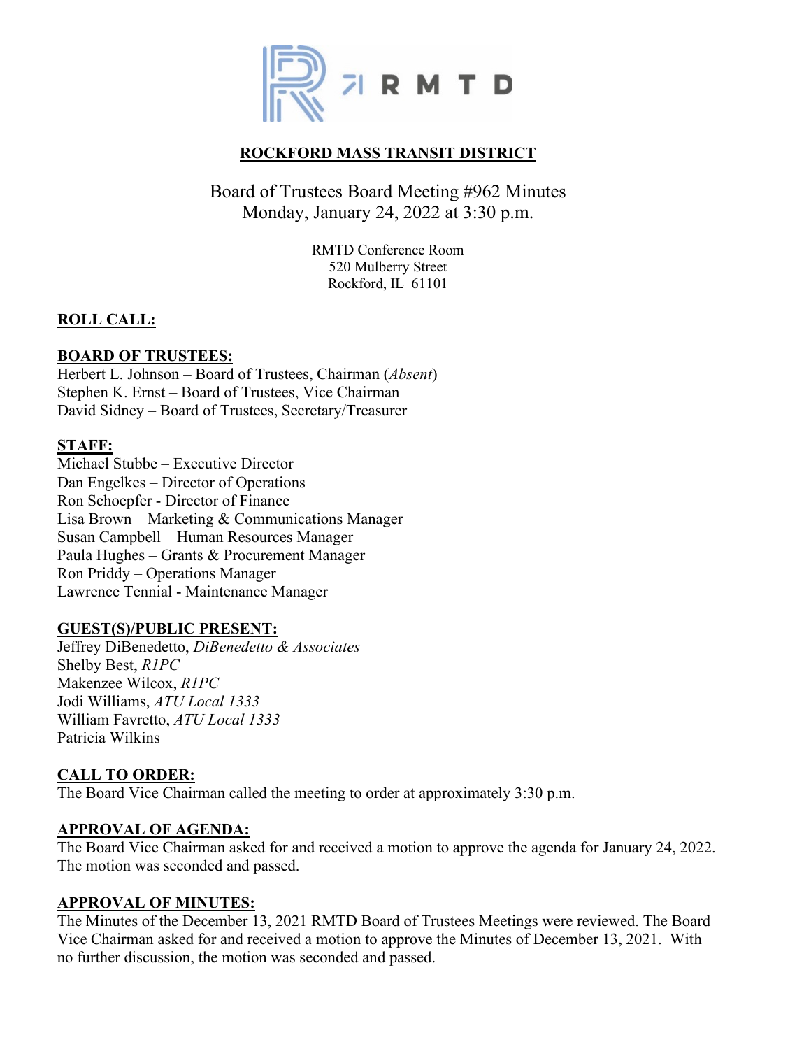# ROCKFORD MASS TRANSIT DISTRICT

Board of Trustees Board Meeting #962 Minutes
Monday, January 24, 2022 at 3:30 p.m.

RMTD Conference Room
520 Mulberry Street
Rockford, IL 61101

## ROLL CALL:

### BOARD OF TRUSTEES:

Herbert L. Johnson – Board of Trustees, Chairman (*Absent*)
Stephen K. Ernst – Board of Trustees, Vice Chairman
David Sidney – Board of Trustees, Secretary/Treasurer

### STAFF:

Michael Stubbe – Executive Director
Dan Engelkes – Director of Operations
Ron Schoepfer - Director of Finance
Lisa Brown – Marketing & Communications Manager
Susan Campbell – Human Resources Manager
Paula Hughes – Grants & Procurement Manager
Ron Priddy – Operations Manager
Lawrence Tennial - Maintenance Manager

### GUEST(S)/PUBLIC PRESENT:

Jeffrey DiBenedetto, *DiBenedetto & Associates*
Shelby Best, *R1PC*
Makenzee Wilcox, *R1PC*
Jodi Williams, *ATU Local 1333*
William Favretto, *ATU Local 1333*
Patricia Wilkins

## CALL TO ORDER:

The Board Vice Chairman called the meeting to order at approximately 3:30 p.m.

## APPROVAL OF AGENDA:

The Board Vice Chairman asked for and received a motion to approve the agenda for January 24, 2022. The motion was seconded and passed.

## APPROVAL OF MINUTES:

The Minutes of the December 13, 2021 RMTD Board of Trustees Meetings were reviewed. The Board Vice Chairman asked for and received a motion to approve the Minutes of December 13, 2021. With no further discussion, the motion was seconded and passed.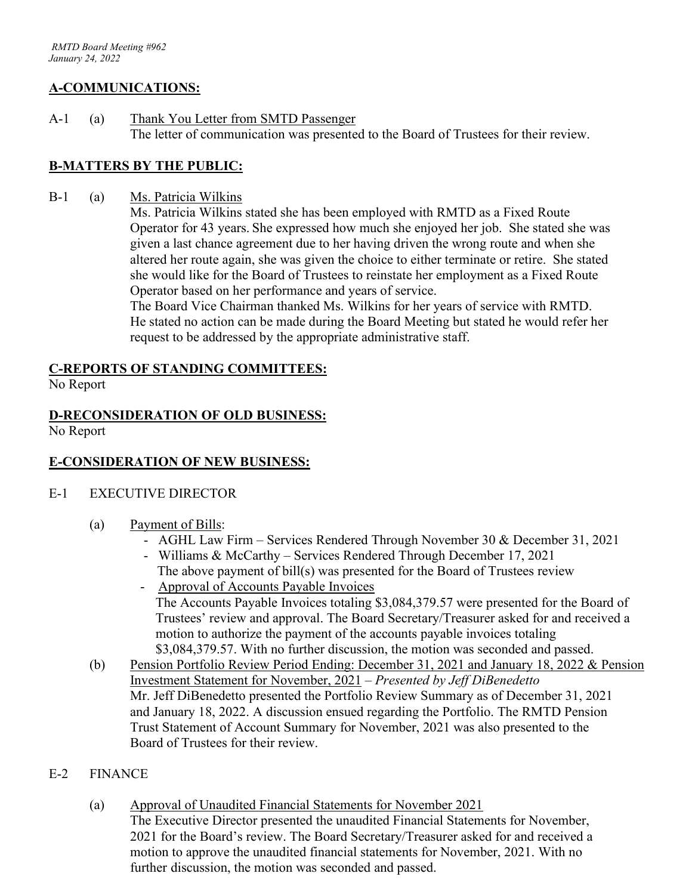## A-COMMUNICATIONS:

A-1 (a) Thank You Letter from SMTD Passenger

The letter of communication was presented to the Board of Trustees for their review.

## B-MATTERS BY THE PUBLIC:

B-1 (a) Ms. Patricia Wilkins

Ms. Patricia Wilkins stated she has been employed with RMTD as a Fixed Route Operator for 43 years. She expressed how much she enjoyed her job. She stated she was given a last chance agreement due to her having driven the wrong route and when she altered her route again, she was given the choice to either terminate or retire. She stated she would like for the Board of Trustees to reinstate her employment as a Fixed Route Operator based on her performance and years of service.

The Board Vice Chairman thanked Ms. Wilkins for her years of service with RMTD. He stated no action can be made during the Board Meeting but stated he would refer her request to be addressed by the appropriate administrative staff.

## C-REPORTS OF STANDING COMMITTEES:

No Report

## D-RECONSIDERATION OF OLD BUSINESS:

No Report

## E-CONSIDERATION OF NEW BUSINESS:

E-1 EXECUTIVE DIRECTOR

(a) Payment of Bills:

- AGHL Law Firm – Services Rendered Through November 30 & December 31, 2021
- Williams & McCarthy – Services Rendered Through December 17, 2021

  The above payment of bill(s) was presented for the Board of Trustees review
- Approval of Accounts Payable Invoices

  The Accounts Payable Invoices totaling $3,084,379.57 were presented for the Board of Trustees' review and approval. The Board Secretary/Treasurer asked for and received a motion to authorize the payment of the accounts payable invoices totaling $3,084,379.57. With no further discussion, the motion was seconded and passed.

(b) Pension Portfolio Review Period Ending: December 31, 2021 and January 18, 2022 & Pension Investment Statement for November, 2021 – *Presented by Jeff DiBenedetto*

Mr. Jeff DiBenedetto presented the Portfolio Review Summary as of December 31, 2021 and January 18, 2022. A discussion ensued regarding the Portfolio. The RMTD Pension Trust Statement of Account Summary for November, 2021 was also presented to the Board of Trustees for their review.

E-2 FINANCE

(a) Approval of Unaudited Financial Statements for November 2021

The Executive Director presented the unaudited Financial Statements for November, 2021 for the Board's review. The Board Secretary/Treasurer asked for and received a motion to approve the unaudited financial statements for November, 2021. With no further discussion, the motion was seconded and passed.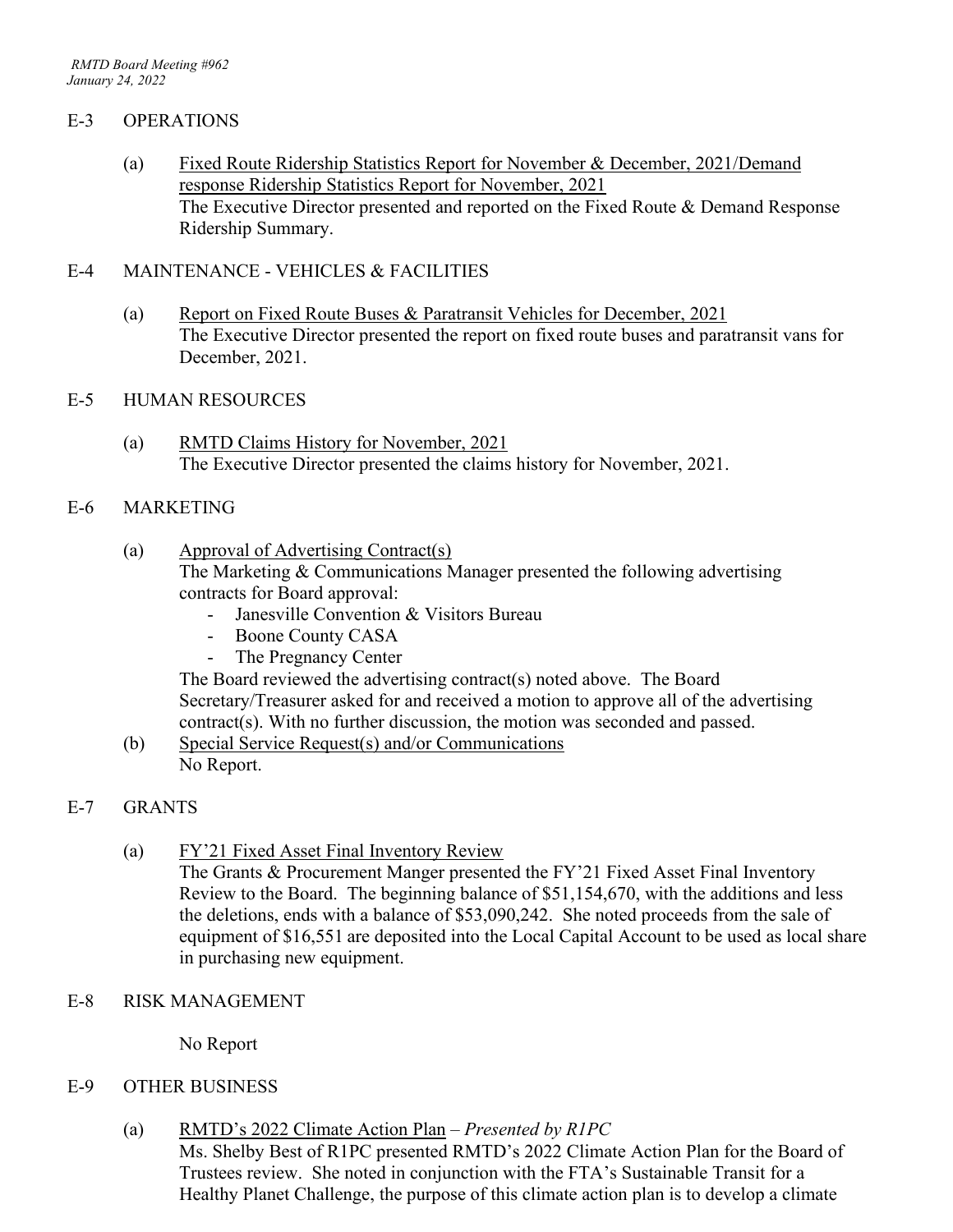## E-3 OPERATIONS

(a) Fixed Route Ridership Statistics Report for November & December, 2021/Demand response Ridership Statistics Report for November, 2021
The Executive Director presented and reported on the Fixed Route & Demand Response Ridership Summary.

## E-4 MAINTENANCE - VEHICLES & FACILITIES

(a) Report on Fixed Route Buses & Paratransit Vehicles for December, 2021
The Executive Director presented the report on fixed route buses and paratransit vans for December, 2021.

## E-5 HUMAN RESOURCES

(a) RMTD Claims History for November, 2021
The Executive Director presented the claims history for November, 2021.

## E-6 MARKETING

(a) Approval of Advertising Contract(s)
The Marketing & Communications Manager presented the following advertising contracts for Board approval:

- Janesville Convention & Visitors Bureau
- Boone County CASA
- The Pregnancy Center

The Board reviewed the advertising contract(s) noted above. The Board Secretary/Treasurer asked for and received a motion to approve all of the advertising contract(s). With no further discussion, the motion was seconded and passed.

(b) Special Service Request(s) and/or Communications
No Report.

## E-7 GRANTS

(a) FY'21 Fixed Asset Final Inventory Review
The Grants & Procurement Manger presented the FY'21 Fixed Asset Final Inventory Review to the Board. The beginning balance of $51,154,670, with the additions and less the deletions, ends with a balance of $53,090,242. She noted proceeds from the sale of equipment of $16,551 are deposited into the Local Capital Account to be used as local share in purchasing new equipment.

## E-8 RISK MANAGEMENT

No Report

## E-9 OTHER BUSINESS

(a) RMTD's 2022 Climate Action Plan – *Presented by R1PC*
Ms. Shelby Best of R1PC presented RMTD's 2022 Climate Action Plan for the Board of Trustees review. She noted in conjunction with the FTA's Sustainable Transit for a Healthy Planet Challenge, the purpose of this climate action plan is to develop a climate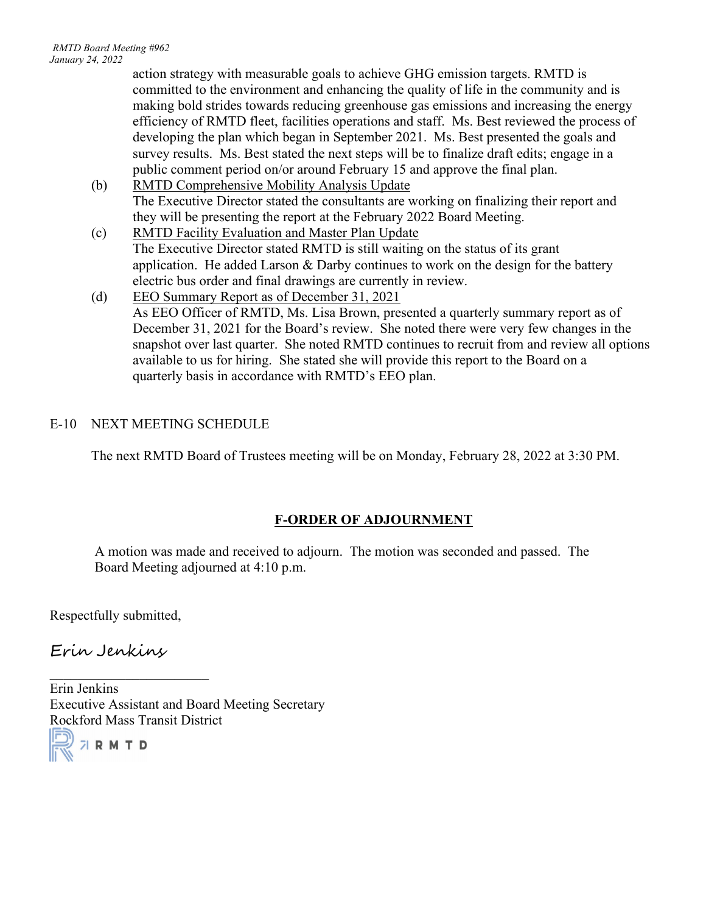action strategy with measurable goals to achieve GHG emission targets. RMTD is committed to the environment and enhancing the quality of life in the community and is making bold strides towards reducing greenhouse gas emissions and increasing the energy efficiency of RMTD fleet, facilities operations and staff. Ms. Best reviewed the process of developing the plan which began in September 2021. Ms. Best presented the goals and survey results. Ms. Best stated the next steps will be to finalize draft edits; engage in a public comment period on/or around February 15 and approve the final plan.

(b) RMTD Comprehensive Mobility Analysis Update
The Executive Director stated the consultants are working on finalizing their report and they will be presenting the report at the February 2022 Board Meeting.

(c) RMTD Facility Evaluation and Master Plan Update
The Executive Director stated RMTD is still waiting on the status of its grant application. He added Larson & Darby continues to work on the design for the battery electric bus order and final drawings are currently in review.

(d) EEO Summary Report as of December 31, 2021
As EEO Officer of RMTD, Ms. Lisa Brown, presented a quarterly summary report as of December 31, 2021 for the Board's review. She noted there were very few changes in the snapshot over last quarter. She noted RMTD continues to recruit from and review all options available to us for hiring. She stated she will provide this report to the Board on a quarterly basis in accordance with RMTD's EEO plan.

E-10 NEXT MEETING SCHEDULE

The next RMTD Board of Trustees meeting will be on Monday, February 28, 2022 at 3:30 PM.

## F-ORDER OF ADJOURNMENT

A motion was made and received to adjourn. The motion was seconded and passed. The Board Meeting adjourned at 4:10 p.m.

Respectfully submitted,

Erin Jenkins

Erin Jenkins
Executive Assistant and Board Meeting Secretary
Rockford Mass Transit District